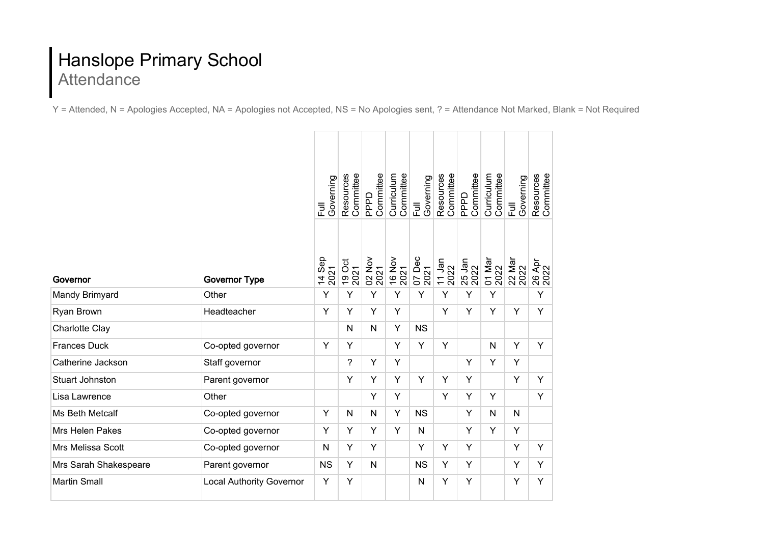# Hanslope Primary School
## Attendance

Y = Attended, N = Apologies Accepted, NA = Apologies not Accepted, NS = No Apologies sent, ? = Attendance Not Marked, Blank = Not Required

| Governor | Governor Type | Full Governing 14 Sep 2021 | Resources Committee 19 Oct 2021 | PPPD Committee 02 Nov 2021 | Curriculum Committee 16 Nov 2021 | Full Governing 07 Dec 2021 | Resources Committee 11 Jan 2022 | PPPD Committee 25 Jan 2022 | Curriculum Committee 01 Mar 2022 | Full Governing 22 Mar 2022 | Resources Committee 26 Apr 2022 |
|---|---|---|---|---|---|---|---|---|---|---|---|
| Mandy Brimyard | Other | Y | Y | Y | Y | Y | Y | Y | Y | | Y |
| Ryan Brown | Headteacher | Y | Y | Y | Y | | Y | Y | Y | Y | Y |
| Charlotte Clay | | | N | N | Y | NS | | | | | |
| Frances Duck | Co-opted governor | Y | Y | | Y | Y | Y | | N | Y | Y |
| Catherine Jackson | Staff governor | | ? | Y | Y | | | Y | Y | Y | |
| Stuart Johnston | Parent governor | | Y | Y | Y | Y | Y | Y | | Y | Y |
| Lisa Lawrence | Other | | | Y | Y | | Y | Y | Y | | Y |
| Ms Beth Metcalf | Co-opted governor | Y | N | N | Y | NS | | Y | N | N | |
| Mrs Helen Pakes | Co-opted governor | Y | Y | Y | Y | N | | Y | Y | Y | |
| Mrs Melissa Scott | Co-opted governor | N | Y | Y | | Y | Y | Y | | Y | Y |
| Mrs Sarah Shakespeare | Parent governor | NS | Y | N | | NS | Y | Y | | Y | Y |
| Martin Small | Local Authority Governor | Y | Y | | | N | Y | Y | | Y | Y |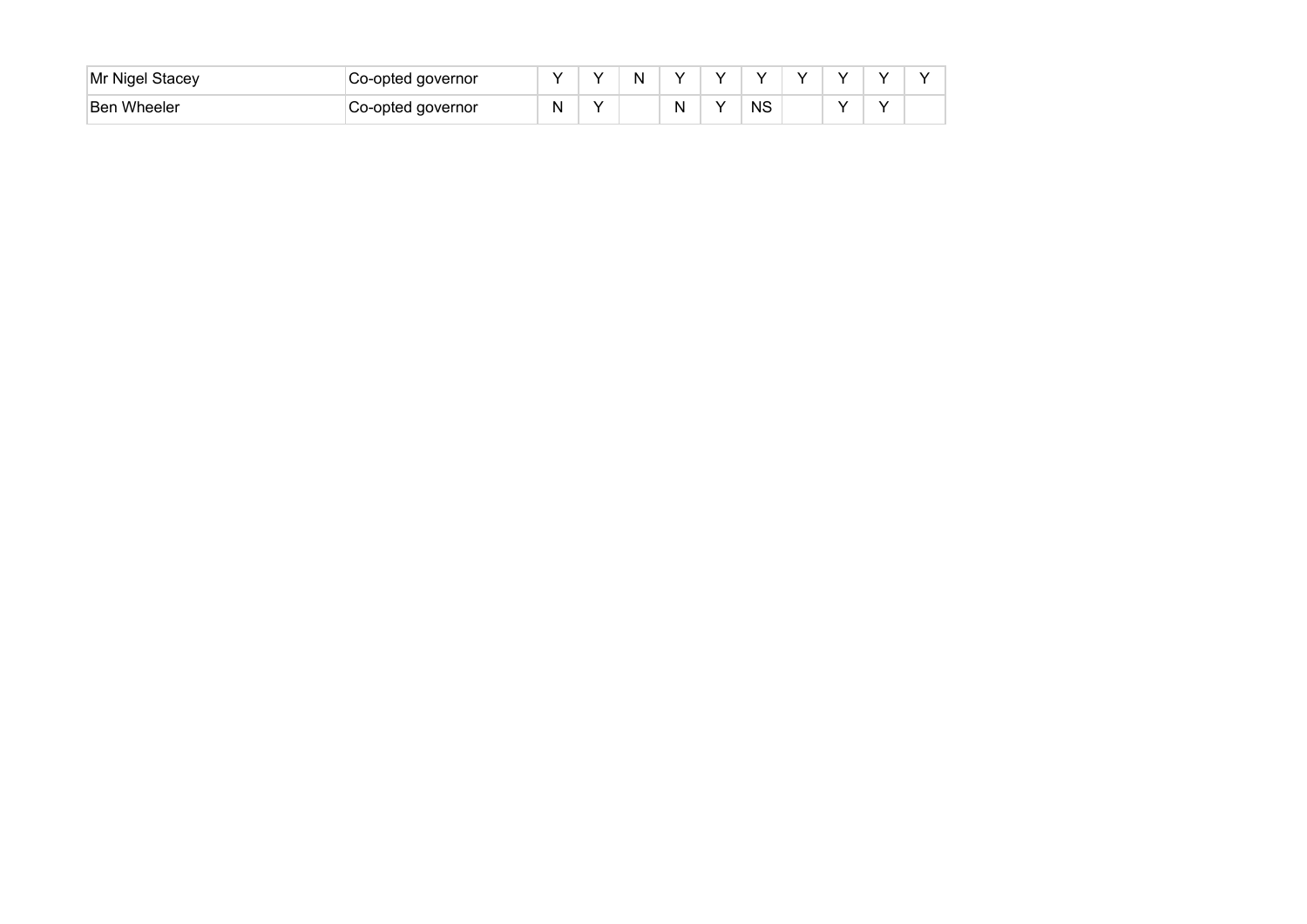| | | | | | | | | | | | |
|---|---|---|---|---|---|---|---|---|---|---|---|
| Mr Nigel Stacey | Co-opted governor | Y | Y | N | Y | Y | Y | Y | Y | Y | Y |
| Ben Wheeler | Co-opted governor | N | Y | | N | Y | NS | | Y | Y | |